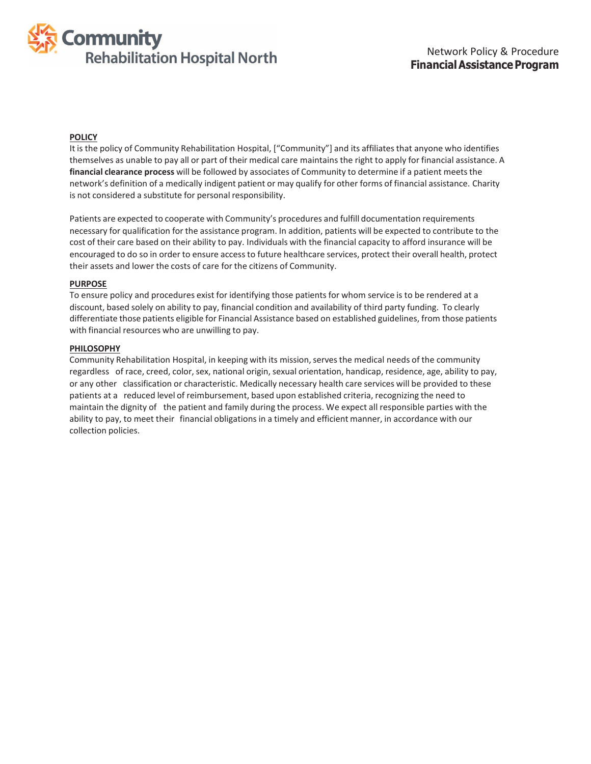Community Rehabilitation Hospital North

Network Policy & Procedure
**Financial Assistance Program**

**POLICY**

It is the policy of Community Rehabilitation Hospital, ["Community"] and its affiliates that anyone who identifies themselves as unable to pay all or part of their medical care maintains the right to apply for financial assistance. A **financial clearance process** will be followed by associates of Community to determine if a patient meets the network's definition of a medically indigent patient or may qualify for other forms of financial assistance. Charity is not considered a substitute for personal responsibility.

Patients are expected to cooperate with Community's procedures and fulfill documentation requirements necessary for qualification for the assistance program. In addition, patients will be expected to contribute to the cost of their care based on their ability to pay. Individuals with the financial capacity to afford insurance will be encouraged to do so in order to ensure access to future healthcare services, protect their overall health, protect their assets and lower the costs of care for the citizens of Community.

**PURPOSE**

To ensure policy and procedures exist for identifying those patients for whom service is to be rendered at a discount, based solely on ability to pay, financial condition and availability of third party funding. To clearly differentiate those patients eligible for Financial Assistance based on established guidelines, from those patients with financial resources who are unwilling to pay.

**PHILOSOPHY**

Community Rehabilitation Hospital, in keeping with its mission, serves the medical needs of the community regardless of race, creed, color, sex, national origin, sexual orientation, handicap, residence, age, ability to pay, or any other classification or characteristic. Medically necessary health care services will be provided to these patients at a reduced level of reimbursement, based upon established criteria, recognizing the need to maintain the dignity of the patient and family during the process. We expect all responsible parties with the ability to pay, to meet their financial obligations in a timely and efficient manner, in accordance with our collection policies.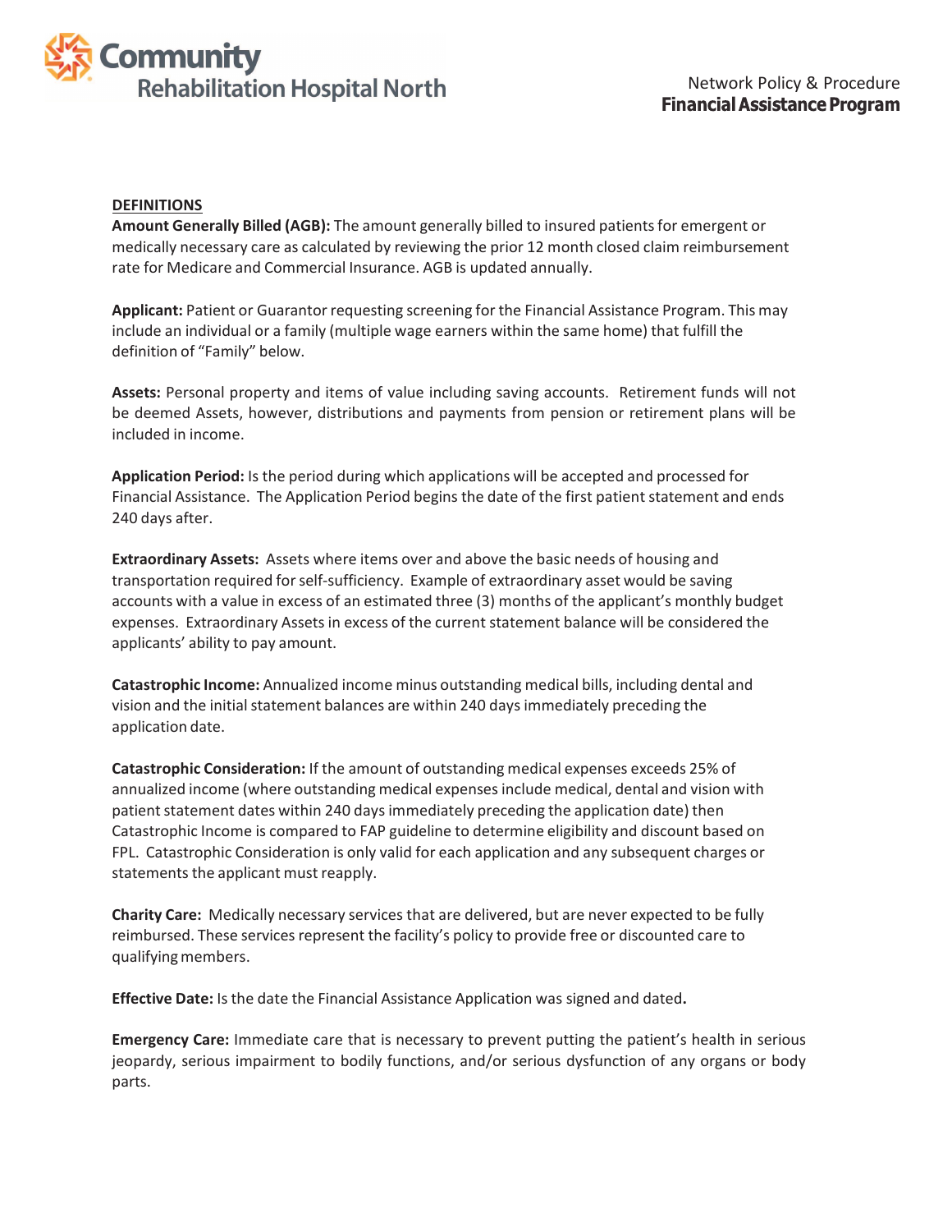## DEFINITIONS

**Amount Generally Billed (AGB):** The amount generally billed to insured patients for emergent or medically necessary care as calculated by reviewing the prior 12 month closed claim reimbursement rate for Medicare and Commercial Insurance. AGB is updated annually.

**Applicant:** Patient or Guarantor requesting screening for the Financial Assistance Program. This may include an individual or a family (multiple wage earners within the same home) that fulfill the definition of "Family" below.

**Assets:** Personal property and items of value including saving accounts. Retirement funds will not be deemed Assets, however, distributions and payments from pension or retirement plans will be included in income.

**Application Period:** Is the period during which applications will be accepted and processed for Financial Assistance. The Application Period begins the date of the first patient statement and ends 240 days after.

**Extraordinary Assets:** Assets where items over and above the basic needs of housing and transportation required for self-sufficiency. Example of extraordinary asset would be saving accounts with a value in excess of an estimated three (3) months of the applicant's monthly budget expenses. Extraordinary Assets in excess of the current statement balance will be considered the applicants' ability to pay amount.

**Catastrophic Income:** Annualized income minus outstanding medical bills, including dental and vision and the initial statement balances are within 240 days immediately preceding the application date.

**Catastrophic Consideration:** If the amount of outstanding medical expenses exceeds 25% of annualized income (where outstanding medical expenses include medical, dental and vision with patient statement dates within 240 days immediately preceding the application date) then Catastrophic Income is compared to FAP guideline to determine eligibility and discount based on FPL. Catastrophic Consideration is only valid for each application and any subsequent charges or statements the applicant must reapply.

**Charity Care:** Medically necessary services that are delivered, but are never expected to be fully reimbursed. These services represent the facility's policy to provide free or discounted care to qualifying members.

**Effective Date:** Is the date the Financial Assistance Application was signed and dated**.**

**Emergency Care:** Immediate care that is necessary to prevent putting the patient's health in serious jeopardy, serious impairment to bodily functions, and/or serious dysfunction of any organs or body parts.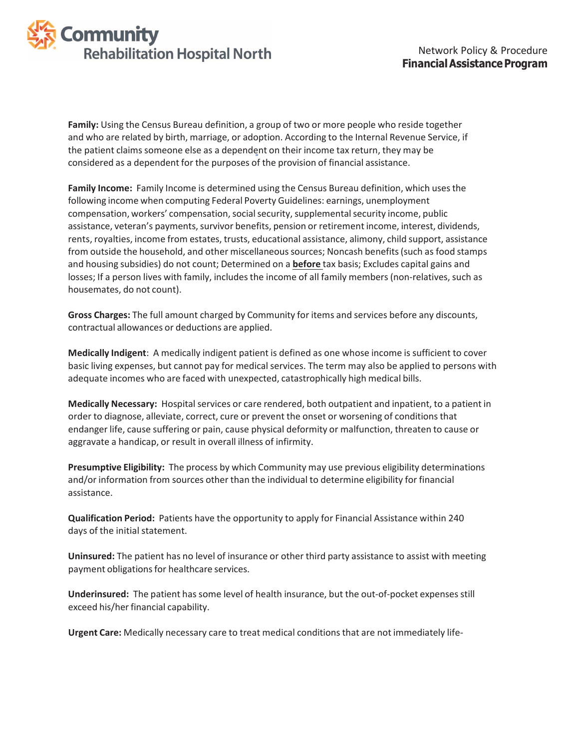**Family:** Using the Census Bureau definition, a group of two or more people who reside together and who are related by birth, marriage, or adoption. According to the Internal Revenue Service, if the patient claims someone else as a dependent on their income tax return, they may be considered as a dependent for the purposes of the provision of financial assistance.

**Family Income:** Family Income is determined using the Census Bureau definition, which uses the following income when computing Federal Poverty Guidelines: earnings, unemployment compensation, workers' compensation, social security, supplemental security income, public assistance, veteran's payments, survivor benefits, pension or retirement income, interest, dividends, rents, royalties, income from estates, trusts, educational assistance, alimony, child support, assistance from outside the household, and other miscellaneous sources; Noncash benefits (such as food stamps and housing subsidies) do not count; Determined on a **before** tax basis; Excludes capital gains and losses; If a person lives with family, includes the income of all family members (non-relatives, such as housemates, do not count).

**Gross Charges:** The full amount charged by Community for items and services before any discounts, contractual allowances or deductions are applied.

**Medically Indigent**: A medically indigent patient is defined as one whose income is sufficient to cover basic living expenses, but cannot pay for medical services. The term may also be applied to persons with adequate incomes who are faced with unexpected, catastrophically high medical bills.

**Medically Necessary:** Hospital services or care rendered, both outpatient and inpatient, to a patient in order to diagnose, alleviate, correct, cure or prevent the onset or worsening of conditions that endanger life, cause suffering or pain, cause physical deformity or malfunction, threaten to cause or aggravate a handicap, or result in overall illness of infirmity.

**Presumptive Eligibility:** The process by which Community may use previous eligibility determinations and/or information from sources other than the individual to determine eligibility for financial assistance.

**Qualification Period:** Patients have the opportunity to apply for Financial Assistance within 240 days of the initial statement.

**Uninsured:** The patient has no level of insurance or other third party assistance to assist with meeting payment obligations for healthcare services.

**Underinsured:** The patient has some level of health insurance, but the out-of-pocket expenses still exceed his/her financial capability.

**Urgent Care:** Medically necessary care to treat medical conditions that are not immediately life-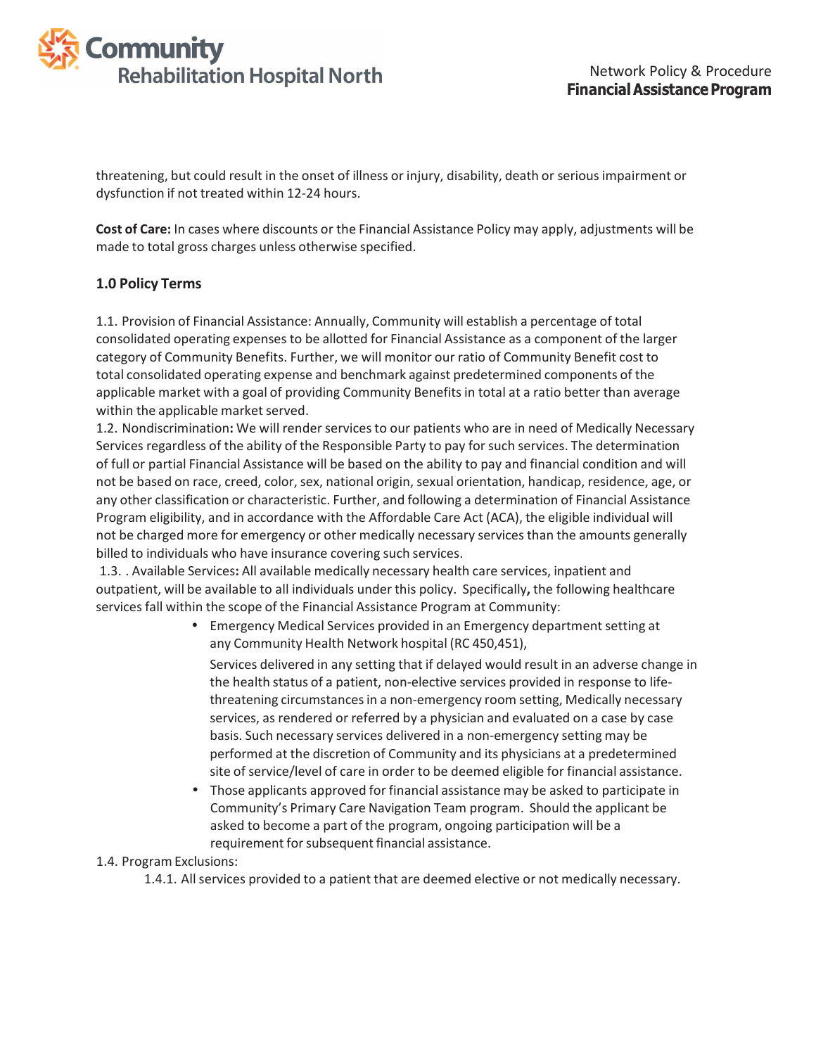threatening, but could result in the onset of illness or injury, disability, death or serious impairment or dysfunction if not treated within 12-24 hours.

**Cost of Care:** In cases where discounts or the Financial Assistance Policy may apply, adjustments will be made to total gross charges unless otherwise specified.

### 1.0 Policy Terms

1.1. Provision of Financial Assistance: Annually, Community will establish a percentage of total consolidated operating expenses to be allotted for Financial Assistance as a component of the larger category of Community Benefits. Further, we will monitor our ratio of Community Benefit cost to total consolidated operating expense and benchmark against predetermined components of the applicable market with a goal of providing Community Benefits in total at a ratio better than average within the applicable market served.

1.2. Nondiscrimination**:** We will render services to our patients who are in need of Medically Necessary Services regardless of the ability of the Responsible Party to pay for such services. The determination of full or partial Financial Assistance will be based on the ability to pay and financial condition and will not be based on race, creed, color, sex, national origin, sexual orientation, handicap, residence, age, or any other classification or characteristic. Further, and following a determination of Financial Assistance Program eligibility, and in accordance with the Affordable Care Act (ACA), the eligible individual will not be charged more for emergency or other medically necessary services than the amounts generally billed to individuals who have insurance covering such services.

1.3. . Available Services**:** All available medically necessary health care services, inpatient and outpatient, will be available to all individuals under this policy. Specifically**,** the following healthcare services fall within the scope of the Financial Assistance Program at Community:

- Emergency Medical Services provided in an Emergency department setting at any Community Health Network hospital (RC 450,451),

  Services delivered in any setting that if delayed would result in an adverse change in the health status of a patient, non-elective services provided in response to life-threatening circumstances in a non-emergency room setting, Medically necessary services, as rendered or referred by a physician and evaluated on a case by case basis. Such necessary services delivered in a non-emergency setting may be performed at the discretion of Community and its physicians at a predetermined site of service/level of care in order to be deemed eligible for financial assistance.
- Those applicants approved for financial assistance may be asked to participate in Community's Primary Care Navigation Team program. Should the applicant be asked to become a part of the program, ongoing participation will be a requirement for subsequent financial assistance.

1.4. Program Exclusions:

1.4.1. All services provided to a patient that are deemed elective or not medically necessary.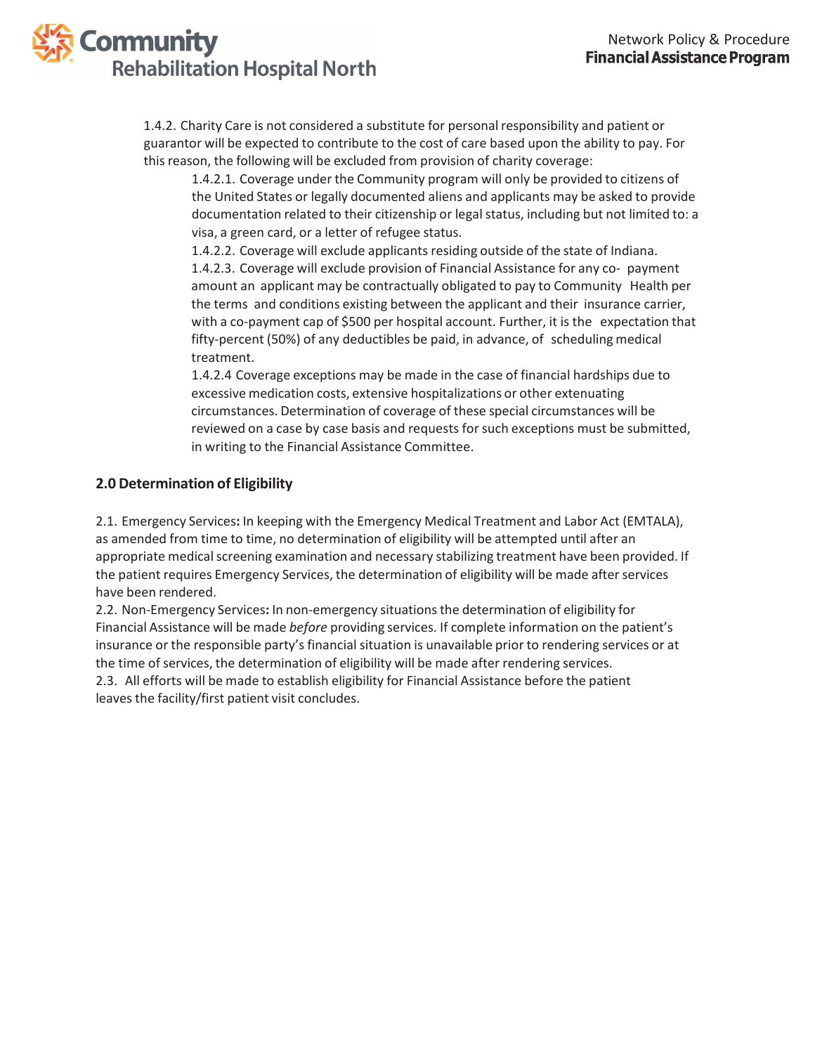1.4.2. Charity Care is not considered a substitute for personal responsibility and patient or guarantor will be expected to contribute to the cost of care based upon the ability to pay. For this reason, the following will be excluded from provision of charity coverage:

1.4.2.1. Coverage under the Community program will only be provided to citizens of the United States or legally documented aliens and applicants may be asked to provide documentation related to their citizenship or legal status, including but not limited to: a visa, a green card, or a letter of refugee status.

1.4.2.2. Coverage will exclude applicants residing outside of the state of Indiana.

1.4.2.3. Coverage will exclude provision of Financial Assistance for any co- payment amount an applicant may be contractually obligated to pay to Community Health per the terms and conditions existing between the applicant and their insurance carrier, with a co-payment cap of $500 per hospital account. Further, it is the expectation that fifty-percent (50%) of any deductibles be paid, in advance, of scheduling medical treatment.

1.4.2.4 Coverage exceptions may be made in the case of financial hardships due to excessive medication costs, extensive hospitalizations or other extenuating circumstances. Determination of coverage of these special circumstances will be reviewed on a case by case basis and requests for such exceptions must be submitted, in writing to the Financial Assistance Committee.

## 2.0 Determination of Eligibility

2.1. Emergency Services**:** In keeping with the Emergency Medical Treatment and Labor Act (EMTALA), as amended from time to time, no determination of eligibility will be attempted until after an appropriate medical screening examination and necessary stabilizing treatment have been provided. If the patient requires Emergency Services, the determination of eligibility will be made after services have been rendered.

2.2. Non-Emergency Services**:** In non-emergency situations the determination of eligibility for Financial Assistance will be made *before* providing services. If complete information on the patient's insurance or the responsible party's financial situation is unavailable prior to rendering services or at the time of services, the determination of eligibility will be made after rendering services.

2.3. All efforts will be made to establish eligibility for Financial Assistance before the patient leaves the facility/first patient visit concludes.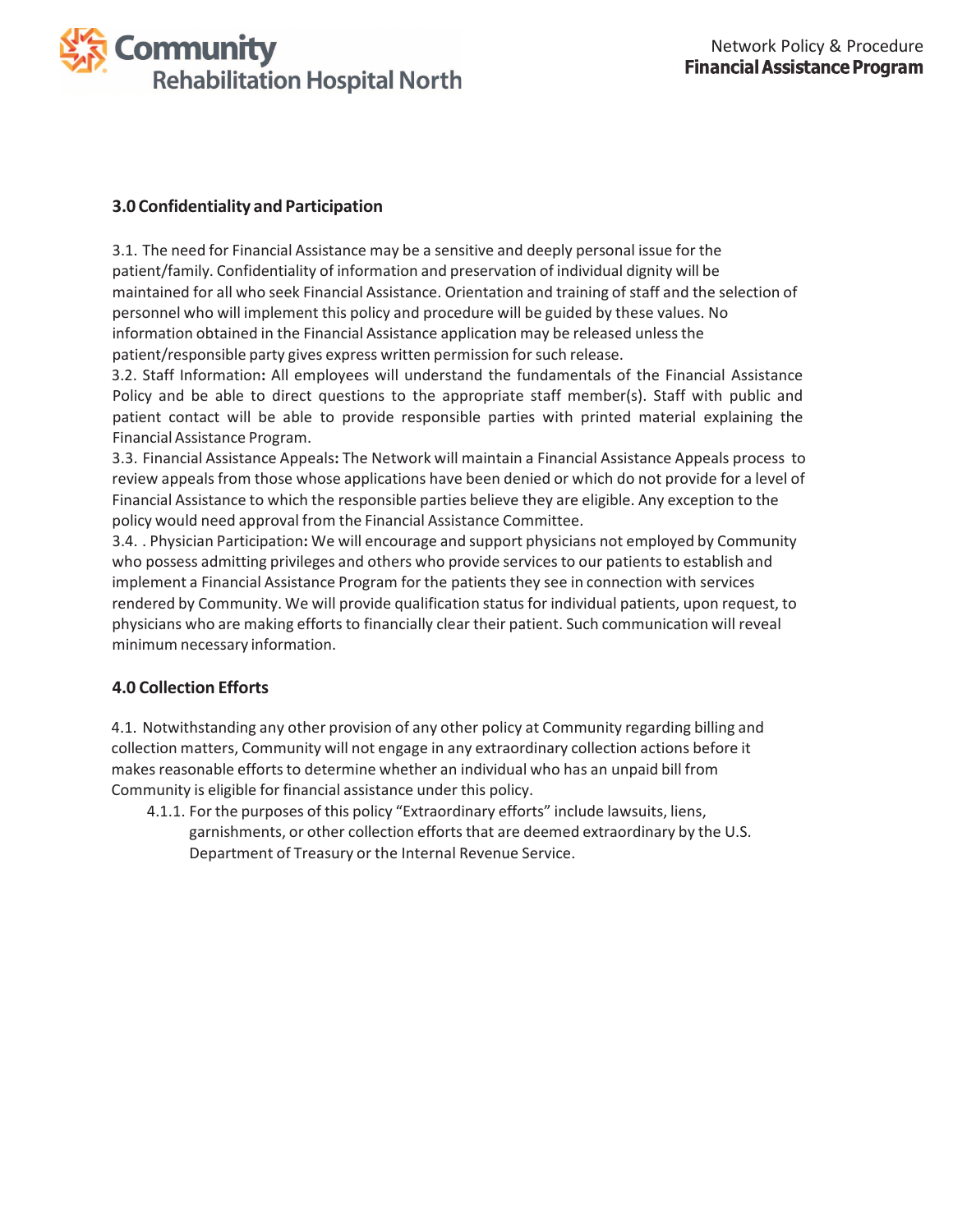## 3.0 Confidentiality and Participation

3.1. The need for Financial Assistance may be a sensitive and deeply personal issue for the patient/family. Confidentiality of information and preservation of individual dignity will be maintained for all who seek Financial Assistance. Orientation and training of staff and the selection of personnel who will implement this policy and procedure will be guided by these values. No information obtained in the Financial Assistance application may be released unless the patient/responsible party gives express written permission for such release.

3.2. Staff Information**:** All employees will understand the fundamentals of the Financial Assistance Policy and be able to direct questions to the appropriate staff member(s). Staff with public and patient contact will be able to provide responsible parties with printed material explaining the Financial Assistance Program.

3.3. Financial Assistance Appeals**:** The Network will maintain a Financial Assistance Appeals process to review appeals from those whose applications have been denied or which do not provide for a level of Financial Assistance to which the responsible parties believe they are eligible. Any exception to the policy would need approval from the Financial Assistance Committee.

3.4. . Physician Participation**:** We will encourage and support physicians not employed by Community who possess admitting privileges and others who provide services to our patients to establish and implement a Financial Assistance Program for the patients they see in connection with services rendered by Community. We will provide qualification status for individual patients, upon request, to physicians who are making efforts to financially clear their patient. Such communication will reveal minimum necessary information.

## 4.0 Collection Efforts

4.1. Notwithstanding any other provision of any other policy at Community regarding billing and collection matters, Community will not engage in any extraordinary collection actions before it makes reasonable efforts to determine whether an individual who has an unpaid bill from Community is eligible for financial assistance under this policy.

- 4.1.1. For the purposes of this policy "Extraordinary efforts" include lawsuits, liens, garnishments, or other collection efforts that are deemed extraordinary by the U.S. Department of Treasury or the Internal Revenue Service.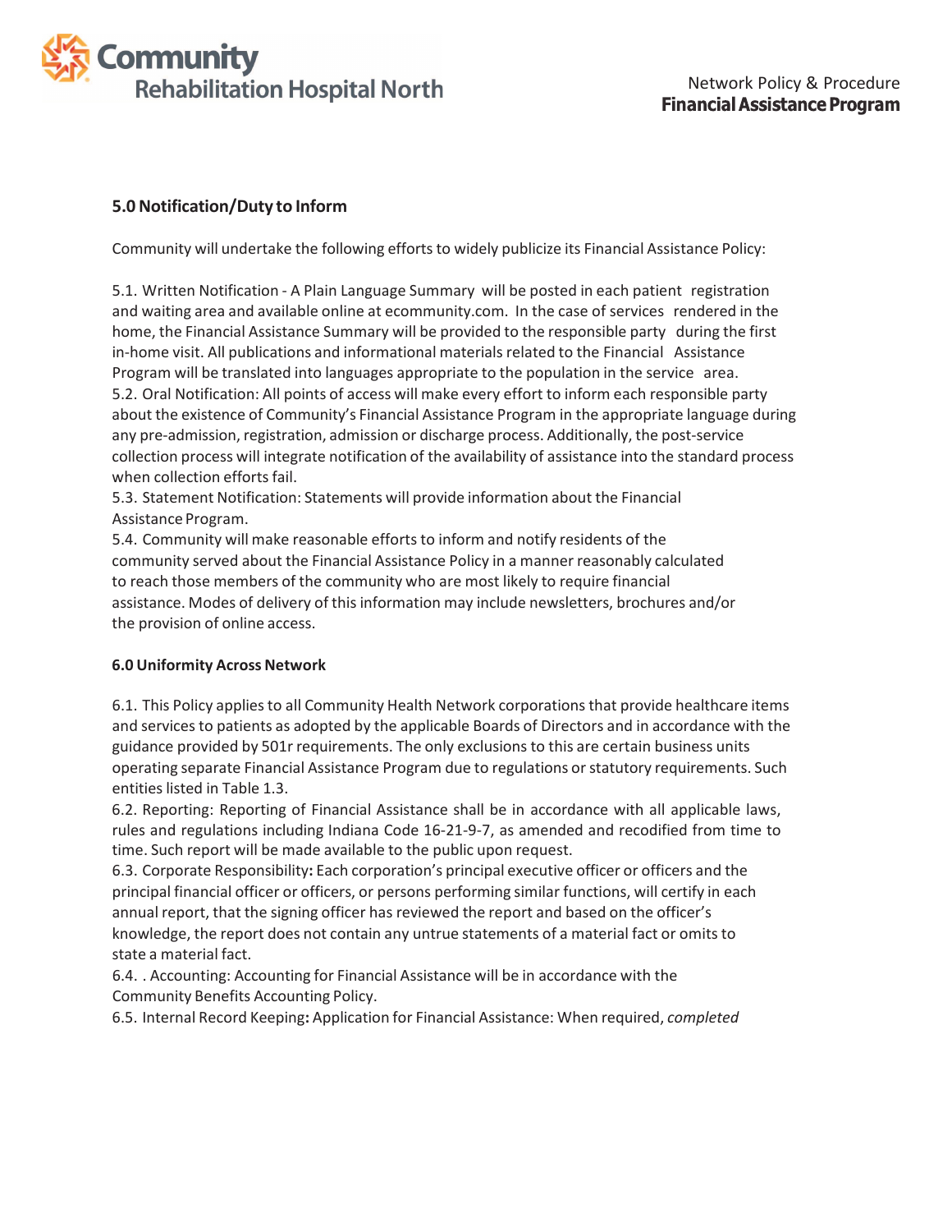### 5.0 Notification/Duty to Inform

Community will undertake the following efforts to widely publicize its Financial Assistance Policy:

5.1. Written Notification - A Plain Language Summary will be posted in each patient registration and waiting area and available online at ecommunity.com. In the case of services rendered in the home, the Financial Assistance Summary will be provided to the responsible party during the first in-home visit. All publications and informational materials related to the Financial Assistance Program will be translated into languages appropriate to the population in the service area.
5.2. Oral Notification: All points of access will make every effort to inform each responsible party about the existence of Community's Financial Assistance Program in the appropriate language during any pre-admission, registration, admission or discharge process. Additionally, the post-service collection process will integrate notification of the availability of assistance into the standard process when collection efforts fail.
5.3. Statement Notification: Statements will provide information about the Financial Assistance Program.
5.4. Community will make reasonable efforts to inform and notify residents of the community served about the Financial Assistance Policy in a manner reasonably calculated to reach those members of the community who are most likely to require financial assistance. Modes of delivery of this information may include newsletters, brochures and/or the provision of online access.

### 6.0 Uniformity Across Network

6.1. This Policy applies to all Community Health Network corporations that provide healthcare items and services to patients as adopted by the applicable Boards of Directors and in accordance with the guidance provided by 501r requirements. The only exclusions to this are certain business units operating separate Financial Assistance Program due to regulations or statutory requirements. Such entities listed in Table 1.3.
6.2. Reporting: Reporting of Financial Assistance shall be in accordance with all applicable laws, rules and regulations including Indiana Code 16-21-9-7, as amended and recodified from time to time. Such report will be made available to the public upon request.
6.3. Corporate Responsibility**:** Each corporation's principal executive officer or officers and the principal financial officer or officers, or persons performing similar functions, will certify in each annual report, that the signing officer has reviewed the report and based on the officer's knowledge, the report does not contain any untrue statements of a material fact or omits to state a material fact.
6.4. . Accounting: Accounting for Financial Assistance will be in accordance with the Community Benefits Accounting Policy.
6.5. Internal Record Keeping**:** Application for Financial Assistance: When required, *completed*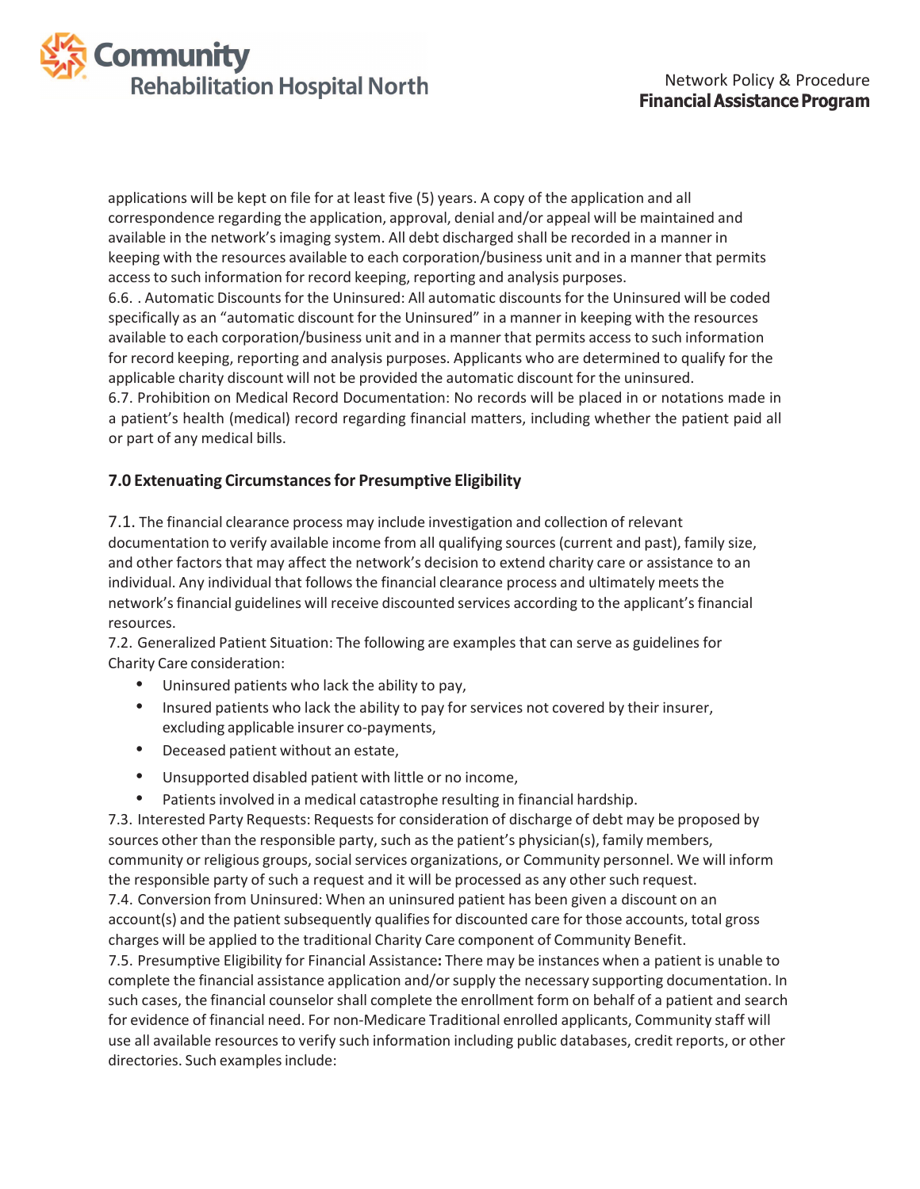applications will be kept on file for at least five (5) years. A copy of the application and all correspondence regarding the application, approval, denial and/or appeal will be maintained and available in the network's imaging system. All debt discharged shall be recorded in a manner in keeping with the resources available to each corporation/business unit and in a manner that permits access to such information for record keeping, reporting and analysis purposes.

6.6. . Automatic Discounts for the Uninsured: All automatic discounts for the Uninsured will be coded specifically as an "automatic discount for the Uninsured" in a manner in keeping with the resources available to each corporation/business unit and in a manner that permits access to such information for record keeping, reporting and analysis purposes. Applicants who are determined to qualify for the applicable charity discount will not be provided the automatic discount for the uninsured.

6.7. Prohibition on Medical Record Documentation: No records will be placed in or notations made in a patient's health (medical) record regarding financial matters, including whether the patient paid all or part of any medical bills.

## 7.0 Extenuating Circumstances for Presumptive Eligibility

7.1. The financial clearance process may include investigation and collection of relevant documentation to verify available income from all qualifying sources (current and past), family size, and other factors that may affect the network's decision to extend charity care or assistance to an individual. Any individual that follows the financial clearance process and ultimately meets the network's financial guidelines will receive discounted services according to the applicant's financial resources.

7.2. Generalized Patient Situation: The following are examples that can serve as guidelines for Charity Care consideration:

- Uninsured patients who lack the ability to pay,
- Insured patients who lack the ability to pay for services not covered by their insurer, excluding applicable insurer co-payments,
- Deceased patient without an estate,
- Unsupported disabled patient with little or no income,
- Patients involved in a medical catastrophe resulting in financial hardship.

7.3. Interested Party Requests: Requests for consideration of discharge of debt may be proposed by sources other than the responsible party, such as the patient's physician(s), family members, community or religious groups, social services organizations, or Community personnel. We will inform the responsible party of such a request and it will be processed as any other such request.

7.4. Conversion from Uninsured: When an uninsured patient has been given a discount on an account(s) and the patient subsequently qualifies for discounted care for those accounts, total gross charges will be applied to the traditional Charity Care component of Community Benefit.

7.5. Presumptive Eligibility for Financial Assistance**:** There may be instances when a patient is unable to complete the financial assistance application and/or supply the necessary supporting documentation. In such cases, the financial counselor shall complete the enrollment form on behalf of a patient and search for evidence of financial need. For non-Medicare Traditional enrolled applicants, Community staff will use all available resources to verify such information including public databases, credit reports, or other directories. Such examples include: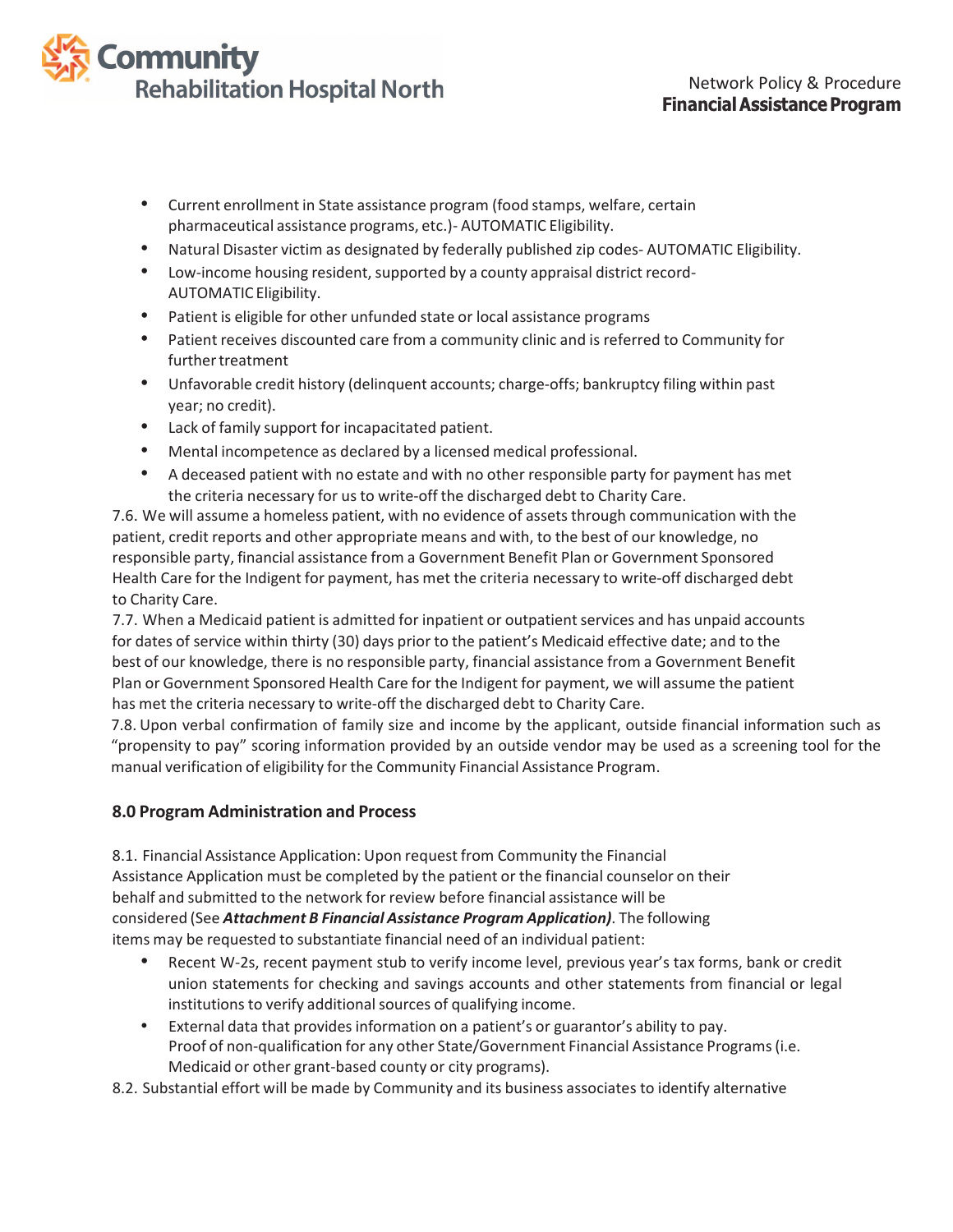- Current enrollment in State assistance program (food stamps, welfare, certain pharmaceutical assistance programs, etc.)- AUTOMATIC Eligibility.
- Natural Disaster victim as designated by federally published zip codes- AUTOMATIC Eligibility.
- Low-income housing resident, supported by a county appraisal district record- AUTOMATIC Eligibility.
- Patient is eligible for other unfunded state or local assistance programs
- Patient receives discounted care from a community clinic and is referred to Community for further treatment
- Unfavorable credit history (delinquent accounts; charge-offs; bankruptcy filing within past year; no credit).
- Lack of family support for incapacitated patient.
- Mental incompetence as declared by a licensed medical professional.
- A deceased patient with no estate and with no other responsible party for payment has met the criteria necessary for us to write-off the discharged debt to Charity Care.

7.6. We will assume a homeless patient, with no evidence of assets through communication with the patient, credit reports and other appropriate means and with, to the best of our knowledge, no responsible party, financial assistance from a Government Benefit Plan or Government Sponsored Health Care for the Indigent for payment, has met the criteria necessary to write-off discharged debt to Charity Care.

7.7. When a Medicaid patient is admitted for inpatient or outpatient services and has unpaid accounts for dates of service within thirty (30) days prior to the patient's Medicaid effective date; and to the best of our knowledge, there is no responsible party, financial assistance from a Government Benefit Plan or Government Sponsored Health Care for the Indigent for payment, we will assume the patient has met the criteria necessary to write-off the discharged debt to Charity Care.

7.8. Upon verbal confirmation of family size and income by the applicant, outside financial information such as "propensity to pay" scoring information provided by an outside vendor may be used as a screening tool for the manual verification of eligibility for the Community Financial Assistance Program.

## 8.0 Program Administration and Process

8.1. Financial Assistance Application: Upon request from Community the Financial Assistance Application must be completed by the patient or the financial counselor on their behalf and submitted to the network for review before financial assistance will be considered (See ***Attachment B Financial Assistance Program Application)***. The following items may be requested to substantiate financial need of an individual patient:

- Recent W-2s, recent payment stub to verify income level, previous year's tax forms, bank or credit union statements for checking and savings accounts and other statements from financial or legal institutions to verify additional sources of qualifying income.
- External data that provides information on a patient's or guarantor's ability to pay. Proof of non-qualification for any other State/Government Financial Assistance Programs (i.e. Medicaid or other grant-based county or city programs).

8.2. Substantial effort will be made by Community and its business associates to identify alternative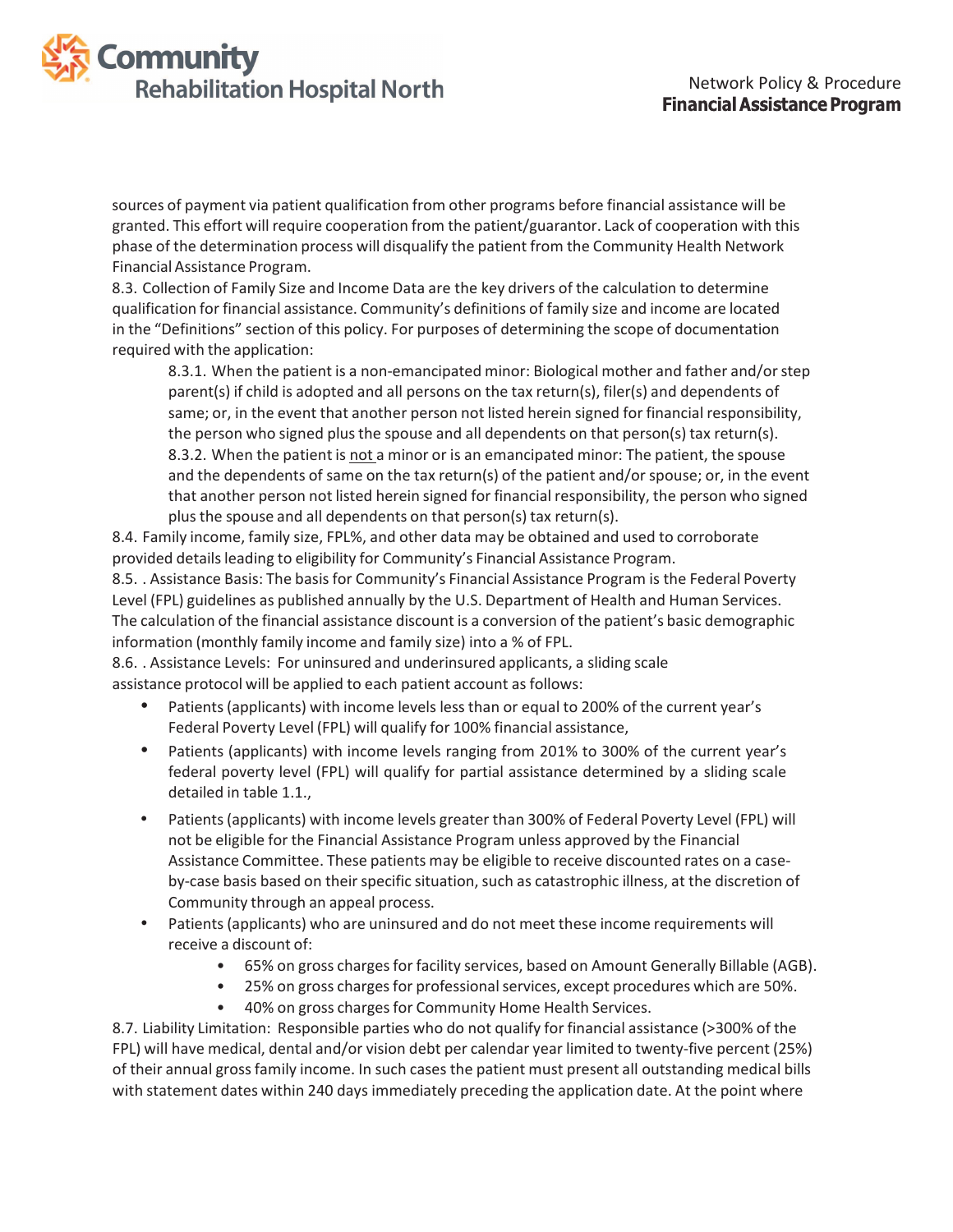sources of payment via patient qualification from other programs before financial assistance will be granted. This effort will require cooperation from the patient/guarantor. Lack of cooperation with this phase of the determination process will disqualify the patient from the Community Health Network Financial Assistance Program.

8.3. Collection of Family Size and Income Data are the key drivers of the calculation to determine qualification for financial assistance. Community's definitions of family size and income are located in the "Definitions" section of this policy. For purposes of determining the scope of documentation required with the application:

> 8.3.1. When the patient is a non-emancipated minor: Biological mother and father and/or step parent(s) if child is adopted and all persons on the tax return(s), filer(s) and dependents of same; or, in the event that another person not listed herein signed for financial responsibility, the person who signed plus the spouse and all dependents on that person(s) tax return(s).
>
> 8.3.2. When the patient is not a minor or is an emancipated minor: The patient, the spouse and the dependents of same on the tax return(s) of the patient and/or spouse; or, in the event that another person not listed herein signed for financial responsibility, the person who signed plus the spouse and all dependents on that person(s) tax return(s).

8.4. Family income, family size, FPL%, and other data may be obtained and used to corroborate provided details leading to eligibility for Community's Financial Assistance Program.

8.5. . Assistance Basis: The basis for Community's Financial Assistance Program is the Federal Poverty Level (FPL) guidelines as published annually by the U.S. Department of Health and Human Services. The calculation of the financial assistance discount is a conversion of the patient's basic demographic information (monthly family income and family size) into a % of FPL.

8.6. . Assistance Levels: For uninsured and underinsured applicants, a sliding scale assistance protocol will be applied to each patient account as follows:

- Patients (applicants) with income levels less than or equal to 200% of the current year's Federal Poverty Level (FPL) will qualify for 100% financial assistance,
- Patients (applicants) with income levels ranging from 201% to 300% of the current year's federal poverty level (FPL) will qualify for partial assistance determined by a sliding scale detailed in table 1.1.,
- Patients (applicants) with income levels greater than 300% of Federal Poverty Level (FPL) will not be eligible for the Financial Assistance Program unless approved by the Financial Assistance Committee. These patients may be eligible to receive discounted rates on a case-by-case basis based on their specific situation, such as catastrophic illness, at the discretion of Community through an appeal process.
- Patients (applicants) who are uninsured and do not meet these income requirements will receive a discount of:
    - 65% on gross charges for facility services, based on Amount Generally Billable (AGB).
    - 25% on gross charges for professional services, except procedures which are 50%.
    - 40% on gross charges for Community Home Health Services.

8.7. Liability Limitation: Responsible parties who do not qualify for financial assistance (>300% of the FPL) will have medical, dental and/or vision debt per calendar year limited to twenty-five percent (25%) of their annual gross family income. In such cases the patient must present all outstanding medical bills with statement dates within 240 days immediately preceding the application date. At the point where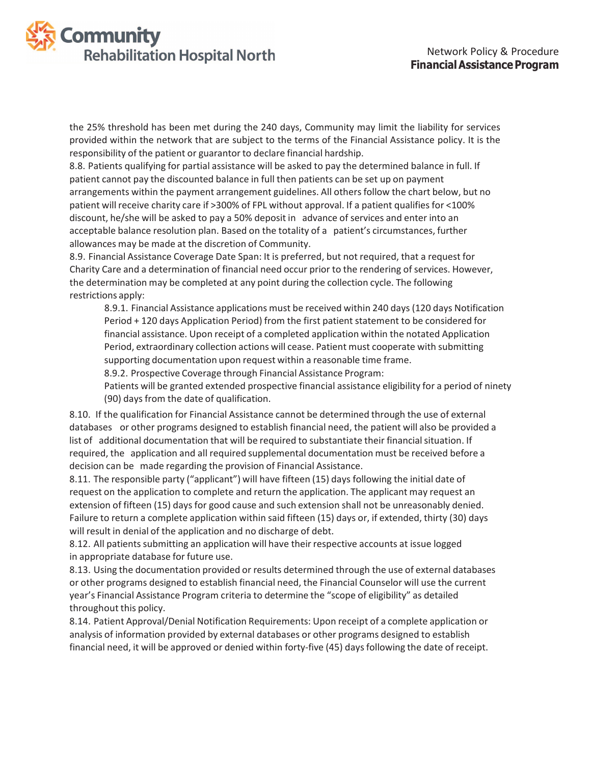the 25% threshold has been met during the 240 days, Community may limit the liability for services provided within the network that are subject to the terms of the Financial Assistance policy. It is the responsibility of the patient or guarantor to declare financial hardship.

8.8. Patients qualifying for partial assistance will be asked to pay the determined balance in full. If patient cannot pay the discounted balance in full then patients can be set up on payment arrangements within the payment arrangement guidelines. All others follow the chart below, but no patient will receive charity care if >300% of FPL without approval. If a patient qualifies for <100% discount, he/she will be asked to pay a 50% deposit in advance of services and enter into an acceptable balance resolution plan. Based on the totality of a patient's circumstances, further allowances may be made at the discretion of Community.

8.9. Financial Assistance Coverage Date Span: It is preferred, but not required, that a request for Charity Care and a determination of financial need occur prior to the rendering of services. However, the determination may be completed at any point during the collection cycle. The following restrictions apply:

> 8.9.1. Financial Assistance applications must be received within 240 days (120 days Notification Period + 120 days Application Period) from the first patient statement to be considered for financial assistance. Upon receipt of a completed application within the notated Application Period, extraordinary collection actions will cease. Patient must cooperate with submitting supporting documentation upon request within a reasonable time frame.
>
> 8.9.2. Prospective Coverage through Financial Assistance Program:
> Patients will be granted extended prospective financial assistance eligibility for a period of ninety (90) days from the date of qualification.

8.10. If the qualification for Financial Assistance cannot be determined through the use of external databases or other programs designed to establish financial need, the patient will also be provided a list of additional documentation that will be required to substantiate their financial situation. If required, the application and all required supplemental documentation must be received before a decision can be made regarding the provision of Financial Assistance.

8.11. The responsible party ("applicant") will have fifteen (15) days following the initial date of request on the application to complete and return the application. The applicant may request an extension of fifteen (15) days for good cause and such extension shall not be unreasonably denied. Failure to return a complete application within said fifteen (15) days or, if extended, thirty (30) days will result in denial of the application and no discharge of debt.

8.12. All patients submitting an application will have their respective accounts at issue logged in appropriate database for future use.

8.13. Using the documentation provided or results determined through the use of external databases or other programs designed to establish financial need, the Financial Counselor will use the current year's Financial Assistance Program criteria to determine the "scope of eligibility" as detailed throughout this policy.

8.14. Patient Approval/Denial Notification Requirements: Upon receipt of a complete application or analysis of information provided by external databases or other programs designed to establish financial need, it will be approved or denied within forty-five (45) days following the date of receipt.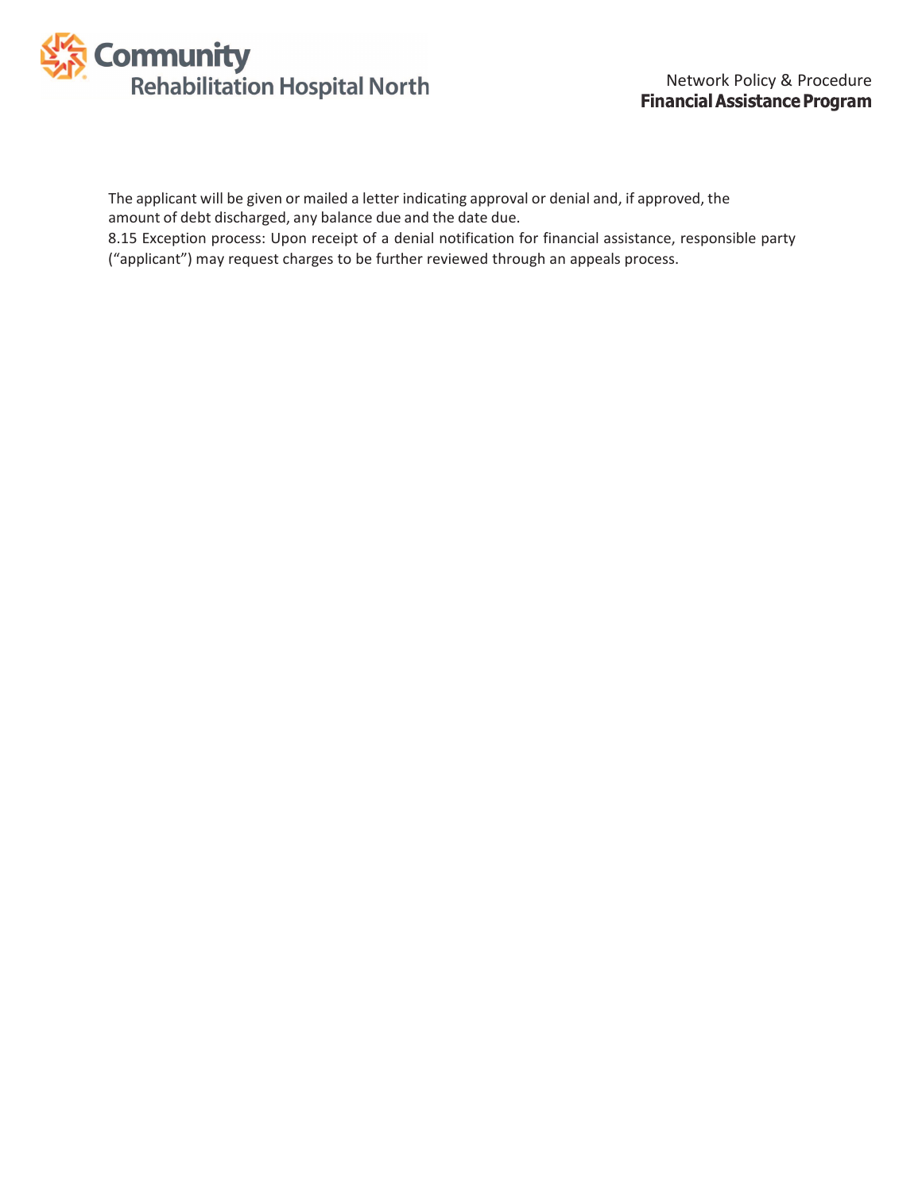The applicant will be given or mailed a letter indicating approval or denial and, if approved, the amount of debt discharged, any balance due and the date due.

8.15 Exception process: Upon receipt of a denial notification for financial assistance, responsible party ("applicant") may request charges to be further reviewed through an appeals process.